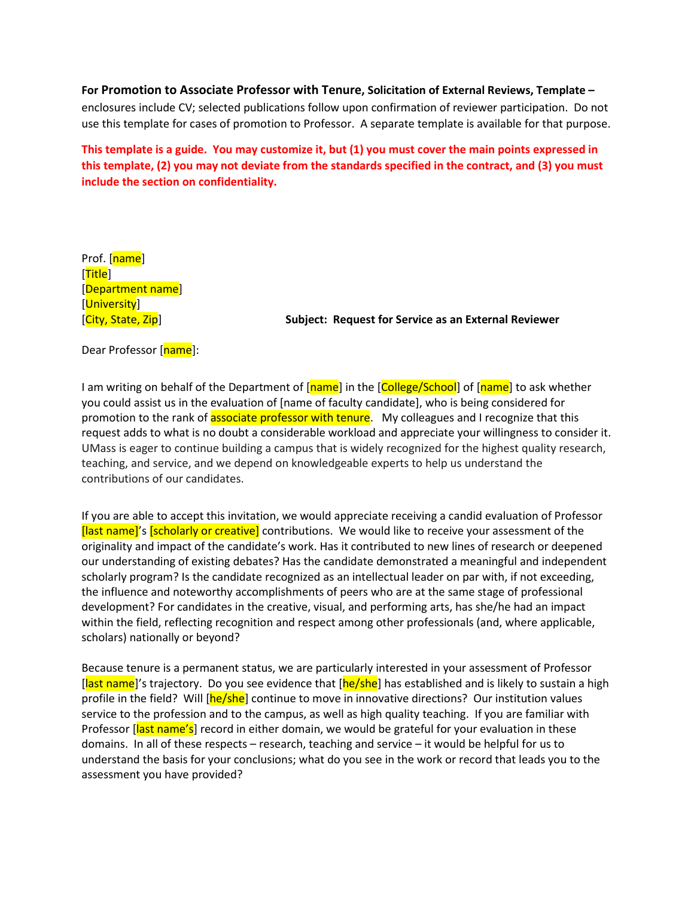**For Promotion to Associate Professor with Tenure, Solicitation of External Reviews, Template –** enclosures include CV; selected publications follow upon confirmation of reviewer participation. Do not use this template for cases of promotion to Professor. A separate template is available for that purpose.

**This template is a guide. You may customize it, but (1) you must cover the main points expressed in this template, (2) you may not deviate from the standards specified in the contract, and (3) you must include the section on confidentiality.**

Prof. [name]
[Title]
[Department name]
[University]
[City, State, Zip]

**Subject: Request for Service as an External Reviewer**

Dear Professor [name]:

I am writing on behalf of the Department of [name] in the [College/School] of [name] to ask whether you could assist us in the evaluation of [name of faculty candidate], who is being considered for promotion to the rank of associate professor with tenure. My colleagues and I recognize that this request adds to what is no doubt a considerable workload and appreciate your willingness to consider it. UMass is eager to continue building a campus that is widely recognized for the highest quality research, teaching, and service, and we depend on knowledgeable experts to help us understand the contributions of our candidates.

If you are able to accept this invitation, we would appreciate receiving a candid evaluation of Professor [last name]'s [scholarly or creative] contributions. We would like to receive your assessment of the originality and impact of the candidate's work. Has it contributed to new lines of research or deepened our understanding of existing debates? Has the candidate demonstrated a meaningful and independent scholarly program? Is the candidate recognized as an intellectual leader on par with, if not exceeding, the influence and noteworthy accomplishments of peers who are at the same stage of professional development? For candidates in the creative, visual, and performing arts, has she/he had an impact within the field, reflecting recognition and respect among other professionals (and, where applicable, scholars) nationally or beyond?

Because tenure is a permanent status, we are particularly interested in your assessment of Professor [last name]'s trajectory. Do you see evidence that [he/she] has established and is likely to sustain a high profile in the field? Will [he/she] continue to move in innovative directions? Our institution values service to the profession and to the campus, as well as high quality teaching. If you are familiar with Professor [last name's] record in either domain, we would be grateful for your evaluation in these domains. In all of these respects – research, teaching and service – it would be helpful for us to understand the basis for your conclusions; what do you see in the work or record that leads you to the assessment you have provided?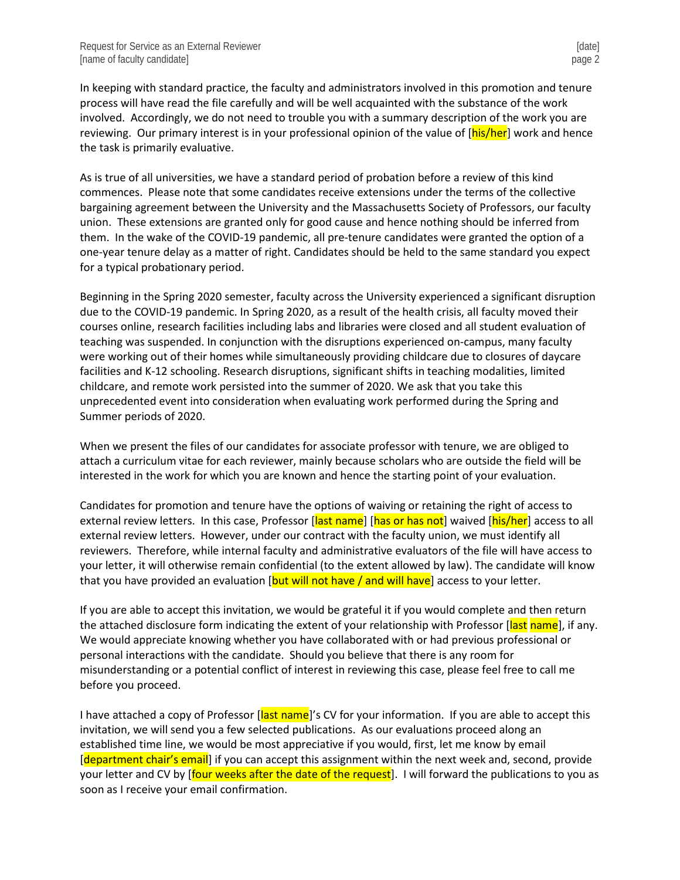In keeping with standard practice, the faculty and administrators involved in this promotion and tenure process will have read the file carefully and will be well acquainted with the substance of the work involved. Accordingly, we do not need to trouble you with a summary description of the work you are reviewing. Our primary interest is in your professional opinion of the value of [his/her] work and hence the task is primarily evaluative.

As is true of all universities, we have a standard period of probation before a review of this kind commences. Please note that some candidates receive extensions under the terms of the collective bargaining agreement between the University and the Massachusetts Society of Professors, our faculty union. These extensions are granted only for good cause and hence nothing should be inferred from them. In the wake of the COVID-19 pandemic, all pre-tenure candidates were granted the option of a one-year tenure delay as a matter of right. Candidates should be held to the same standard you expect for a typical probationary period.

Beginning in the Spring 2020 semester, faculty across the University experienced a significant disruption due to the COVID-19 pandemic. In Spring 2020, as a result of the health crisis, all faculty moved their courses online, research facilities including labs and libraries were closed and all student evaluation of teaching was suspended. In conjunction with the disruptions experienced on-campus, many faculty were working out of their homes while simultaneously providing childcare due to closures of daycare facilities and K-12 schooling. Research disruptions, significant shifts in teaching modalities, limited childcare, and remote work persisted into the summer of 2020. We ask that you take this unprecedented event into consideration when evaluating work performed during the Spring and Summer periods of 2020.

When we present the files of our candidates for associate professor with tenure, we are obliged to attach a curriculum vitae for each reviewer, mainly because scholars who are outside the field will be interested in the work for which you are known and hence the starting point of your evaluation.

Candidates for promotion and tenure have the options of waiving or retaining the right of access to external review letters. In this case, Professor [last name] [has or has not] waived [his/her] access to all external review letters. However, under our contract with the faculty union, we must identify all reviewers. Therefore, while internal faculty and administrative evaluators of the file will have access to your letter, it will otherwise remain confidential (to the extent allowed by law). The candidate will know that you have provided an evaluation [but will not have / and will have] access to your letter.

If you are able to accept this invitation, we would be grateful it if you would complete and then return the attached disclosure form indicating the extent of your relationship with Professor [last name], if any. We would appreciate knowing whether you have collaborated with or had previous professional or personal interactions with the candidate. Should you believe that there is any room for misunderstanding or a potential conflict of interest in reviewing this case, please feel free to call me before you proceed.

I have attached a copy of Professor [last name]'s CV for your information. If you are able to accept this invitation, we will send you a few selected publications. As our evaluations proceed along an established time line, we would be most appreciative if you would, first, let me know by email [department chair's email] if you can accept this assignment within the next week and, second, provide your letter and CV by [four weeks after the date of the request]. I will forward the publications to you as soon as I receive your email confirmation.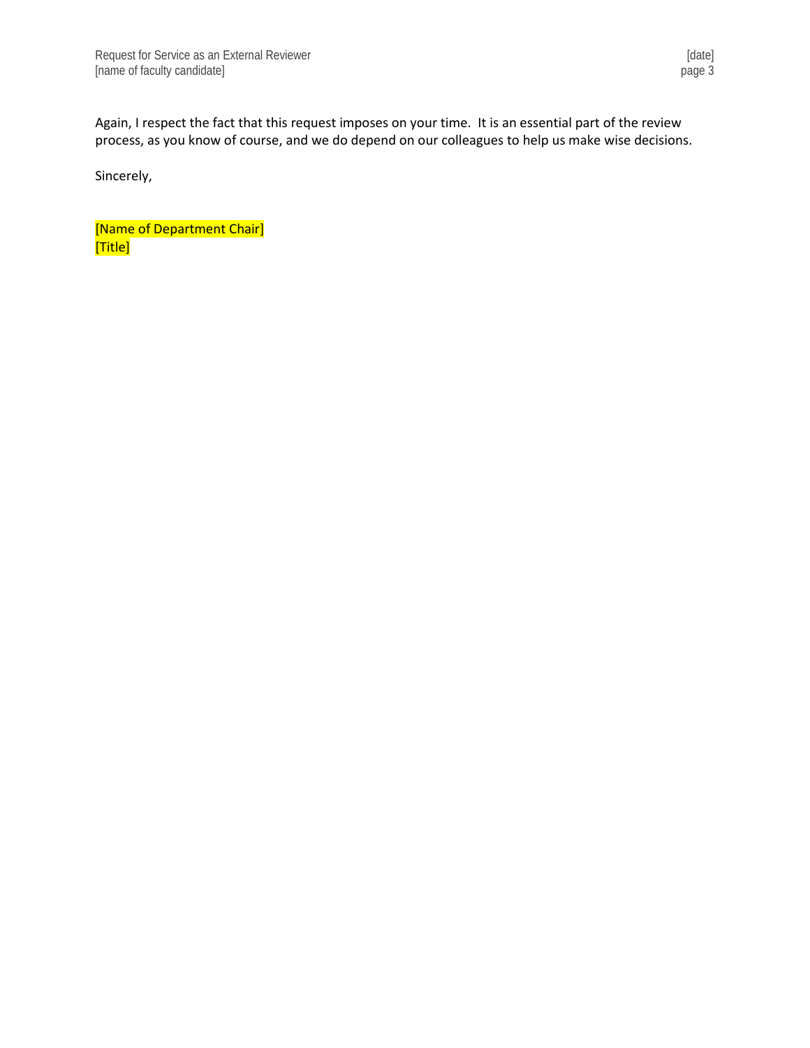Again, I respect the fact that this request imposes on your time. It is an essential part of the review process, as you know of course, and we do depend on our colleagues to help us make wise decisions.

Sincerely,

[Name of Department Chair]
[Title]